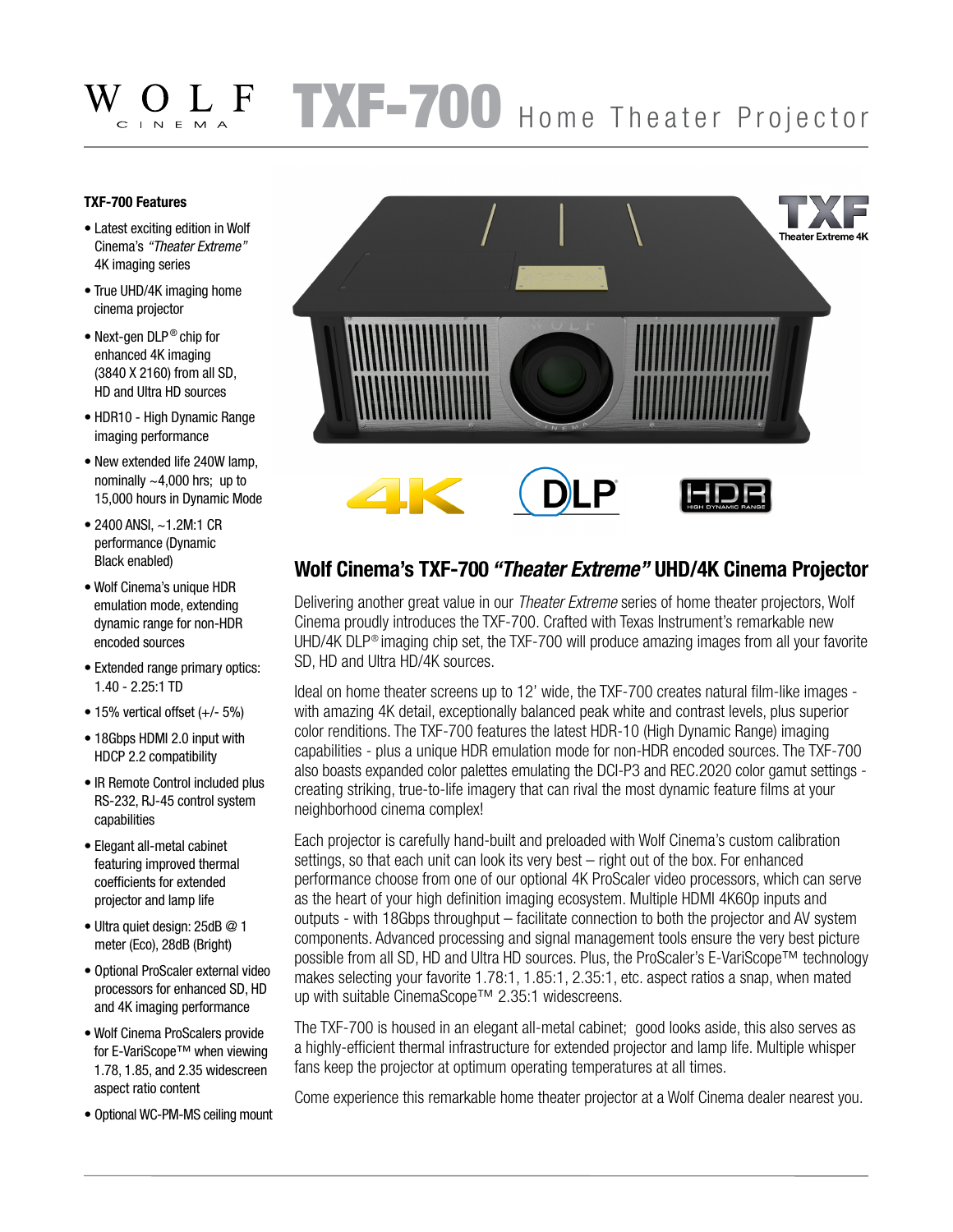# WOLF CINEMA TXF-700 Home Theater Projector

### TXF-700 Features

- Latest exciting edition in Wolf Cinema's *"Theater Extreme"* 4K imaging series
- True UHD/4K imaging home cinema projector
- Next-gen DLP® chip for enhanced 4K imaging (3840 X 2160) from all SD, HD and Ultra HD sources
- HDR10 - High Dynamic Range imaging performance
- New extended life 240W lamp, nominally ~4,000 hrs; up to 15,000 hours in Dynamic Mode
- 2400 ANSI, ~1.2M:1 CR performance (Dynamic Black enabled)
- Wolf Cinema's unique HDR emulation mode, extending dynamic range for non-HDR encoded sources
- Extended range primary optics: 1.40 - 2.25:1 TD
- 15% vertical offset (+/- 5%)
- 18Gbps HDMI 2.0 input with HDCP 2.2 compatibility
- IR Remote Control included plus RS-232, RJ-45 control system capabilities
- Elegant all-metal cabinet featuring improved thermal coefficients for extended projector and lamp life
- Ultra quiet design: 25dB @ 1 meter (Eco), 28dB (Bright)
- Optional ProScaler external video processors for enhanced SD, HD and 4K imaging performance
- Wolf Cinema ProScalers provide for E-VariScope™ when viewing 1.78, 1.85, and 2.35 widescreen aspect ratio content
- Optional WC-PM-MS ceiling mount

TXF Theater Extreme 4K

4K DLP® HDR HIGH DYNAMIC RANGE

## Wolf Cinema's TXF-700 *"Theater Extreme"* UHD/4K Cinema Projector

Delivering another great value in our *Theater Extreme* series of home theater projectors, Wolf Cinema proudly introduces the TXF-700. Crafted with Texas Instrument's remarkable new UHD/4K DLP® imaging chip set, the TXF-700 will produce amazing images from all your favorite SD, HD and Ultra HD/4K sources.

Ideal on home theater screens up to 12' wide, the TXF-700 creates natural film-like images - with amazing 4K detail, exceptionally balanced peak white and contrast levels, plus superior color renditions. The TXF-700 features the latest HDR-10 (High Dynamic Range) imaging capabilities - plus a unique HDR emulation mode for non-HDR encoded sources. The TXF-700 also boasts expanded color palettes emulating the DCI-P3 and REC.2020 color gamut settings - creating striking, true-to-life imagery that can rival the most dynamic feature films at your neighborhood cinema complex!

Each projector is carefully hand-built and preloaded with Wolf Cinema's custom calibration settings, so that each unit can look its very best – right out of the box. For enhanced performance choose from one of our optional 4K ProScaler video processors, which can serve as the heart of your high definition imaging ecosystem. Multiple HDMI 4K60p inputs and outputs - with 18Gbps throughput – facilitate connection to both the projector and AV system components. Advanced processing and signal management tools ensure the very best picture possible from all SD, HD and Ultra HD sources. Plus, the ProScaler's E-VariScope™ technology makes selecting your favorite 1.78:1, 1.85:1, 2.35:1, etc. aspect ratios a snap, when mated up with suitable CinemaScope™ 2.35:1 widescreens.

The TXF-700 is housed in an elegant all-metal cabinet; good looks aside, this also serves as a highly-efficient thermal infrastructure for extended projector and lamp life. Multiple whisper fans keep the projector at optimum operating temperatures at all times.

Come experience this remarkable home theater projector at a Wolf Cinema dealer nearest you.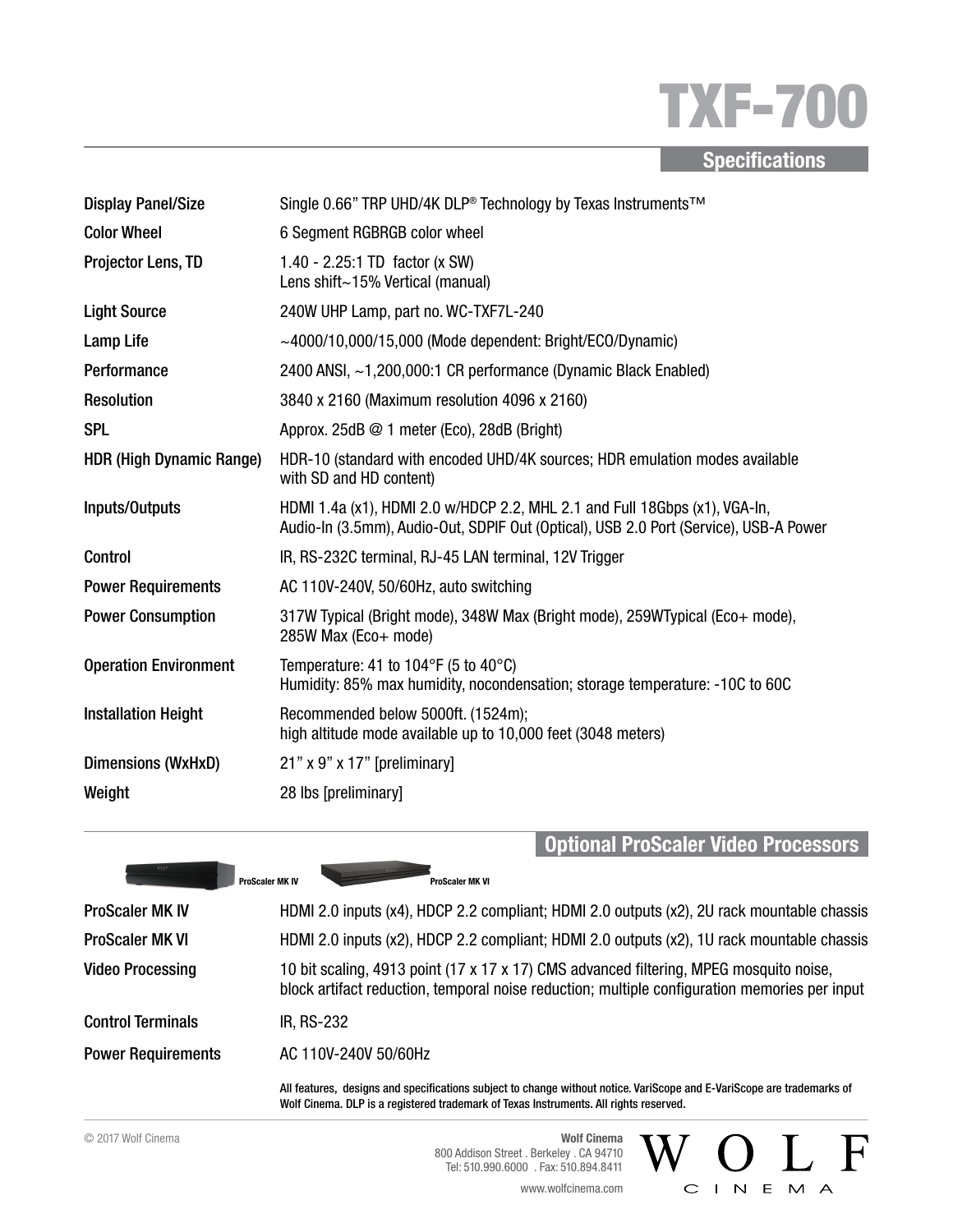# TXF-700

## Specifications

| | |
|---|---|
| Display Panel/Size | Single 0.66" TRP UHD/4K DLP® Technology by Texas Instruments™ |
| Color Wheel | 6 Segment RGBRGB color wheel |
| Projector Lens, TD | 1.40 - 2.25:1 TD factor (x SW)<br>Lens shift~15% Vertical (manual) |
| Light Source | 240W UHP Lamp, part no. WC-TXF7L-240 |
| Lamp Life | ~4000/10,000/15,000 (Mode dependent: Bright/ECO/Dynamic) |
| Performance | 2400 ANSI, ~1,200,000:1 CR performance (Dynamic Black Enabled) |
| Resolution | 3840 x 2160 (Maximum resolution 4096 x 2160) |
| SPL | Approx. 25dB @ 1 meter (Eco), 28dB (Bright) |
| HDR (High Dynamic Range) | HDR-10 (standard with encoded UHD/4K sources; HDR emulation modes available with SD and HD content) |
| Inputs/Outputs | HDMI 1.4a (x1), HDMI 2.0 w/HDCP 2.2, MHL 2.1 and Full 18Gbps (x1), VGA-In, Audio-In (3.5mm), Audio-Out, SDPIF Out (Optical), USB 2.0 Port (Service), USB-A Power |
| Control | IR, RS-232C terminal, RJ-45 LAN terminal, 12V Trigger |
| Power Requirements | AC 110V-240V, 50/60Hz, auto switching |
| Power Consumption | 317W Typical (Bright mode), 348W Max (Bright mode), 259WTypical (Eco+ mode), 285W Max (Eco+ mode) |
| Operation Environment | Temperature: 41 to 104°F (5 to 40°C)<br>Humidity: 85% max humidity, nocondensation; storage temperature: -10C to 60C |
| Installation Height | Recommended below 5000ft. (1524m);<br>high altitude mode available up to 10,000 feet (3048 meters) |
| Dimensions (WxHxD) | 21" x 9" x 17" [preliminary] |
| Weight | 28 lbs [preliminary] |

## Optional ProScaler Video Processors

ProScaler MK IV

ProScaler MK VI

| | |
|---|---|
| ProScaler MK IV | HDMI 2.0 inputs (x4), HDCP 2.2 compliant; HDMI 2.0 outputs (x2), 2U rack mountable chassis |
| ProScaler MK VI | HDMI 2.0 inputs (x2), HDCP 2.2 compliant; HDMI 2.0 outputs (x2), 1U rack mountable chassis |
| Video Processing | 10 bit scaling, 4913 point (17 x 17 x 17) CMS advanced filtering, MPEG mosquito noise, block artifact reduction, temporal noise reduction; multiple configuration memories per input |
| Control Terminals | IR, RS-232 |
| Power Requirements | AC 110V-240V 50/60Hz |

All features, designs and specifications subject to change without notice. VariScope and E-VariScope are trademarks of Wolf Cinema. DLP is a registered trademark of Texas Instruments. All rights reserved.

© 2017 Wolf Cinema

**Wolf Cinema**
800 Addison Street . Berkeley . CA 94710
Tel: 510.990.6000 . Fax: 510.894.8411
www.wolfcinema.com

WOLF CINEMA